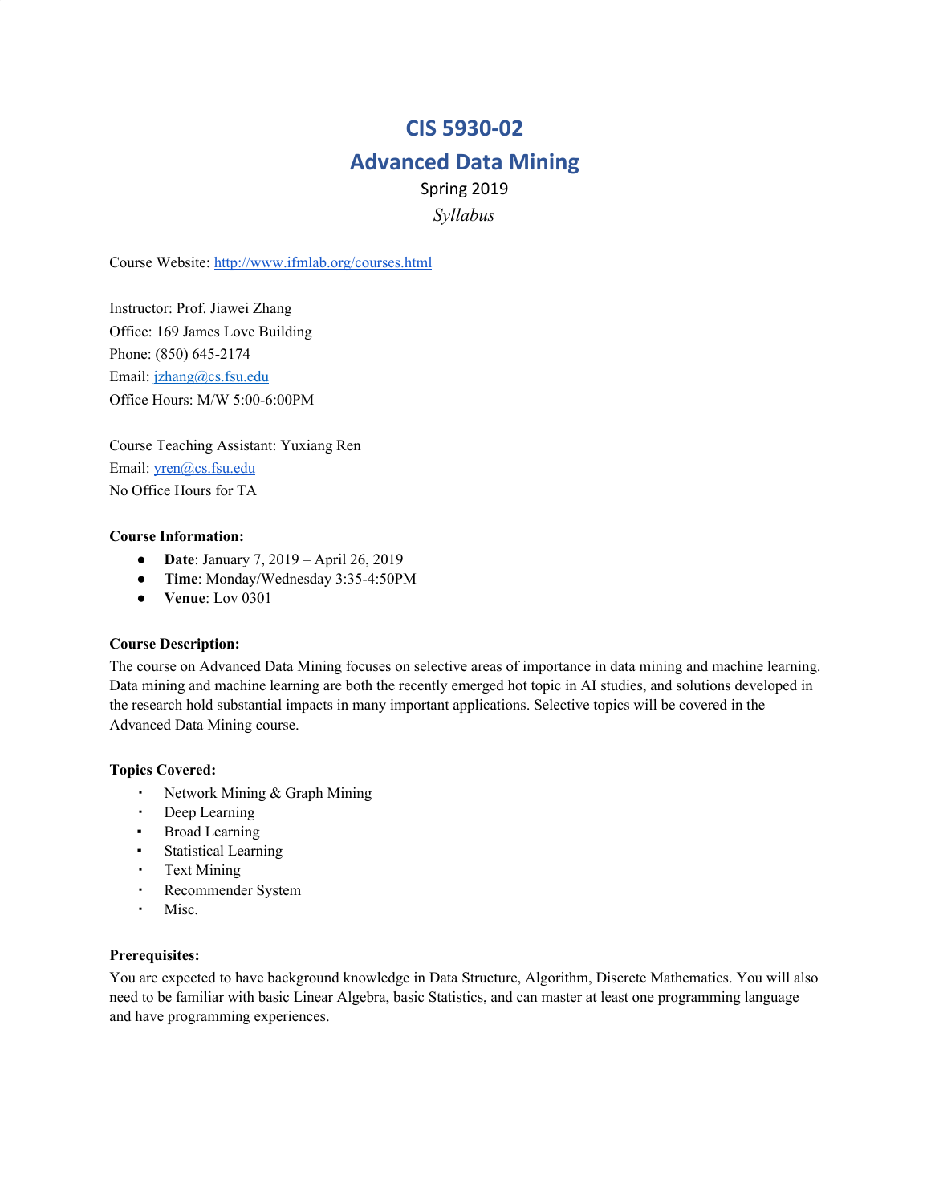# CIS 5930-02

# Advanced Data Mining

Spring 2019

*Syllabus*

Course Website: [http://www.ifmlab.org/courses.html](http://www.ifmlab.org/courses.html)

Instructor: Prof. Jiawei Zhang
Office: 169 James Love Building
Phone: (850) 645-2174
Email: [jzhang@cs.fsu.edu](mailto:jzhang@cs.fsu.edu)
Office Hours: M/W 5:00-6:00PM

Course Teaching Assistant: Yuxiang Ren
Email: [yren@cs.fsu.edu](mailto:yren@cs.fsu.edu)
No Office Hours for TA

**Course Information:**

- **Date**: January 7, 2019 – April 26, 2019
- **Time**: Monday/Wednesday 3:35-4:50PM
- **Venue**: Lov 0301

**Course Description:**

The course on Advanced Data Mining focuses on selective areas of importance in data mining and machine learning. Data mining and machine learning are both the recently emerged hot topic in AI studies, and solutions developed in the research hold substantial impacts in many important applications. Selective topics will be covered in the Advanced Data Mining course.

**Topics Covered:**

- Network Mining & Graph Mining
- Deep Learning
- Broad Learning
- Statistical Learning
- Text Mining
- Recommender System
- Misc.

**Prerequisites:**

You are expected to have background knowledge in Data Structure, Algorithm, Discrete Mathematics. You will also need to be familiar with basic Linear Algebra, basic Statistics, and can master at least one programming language and have programming experiences.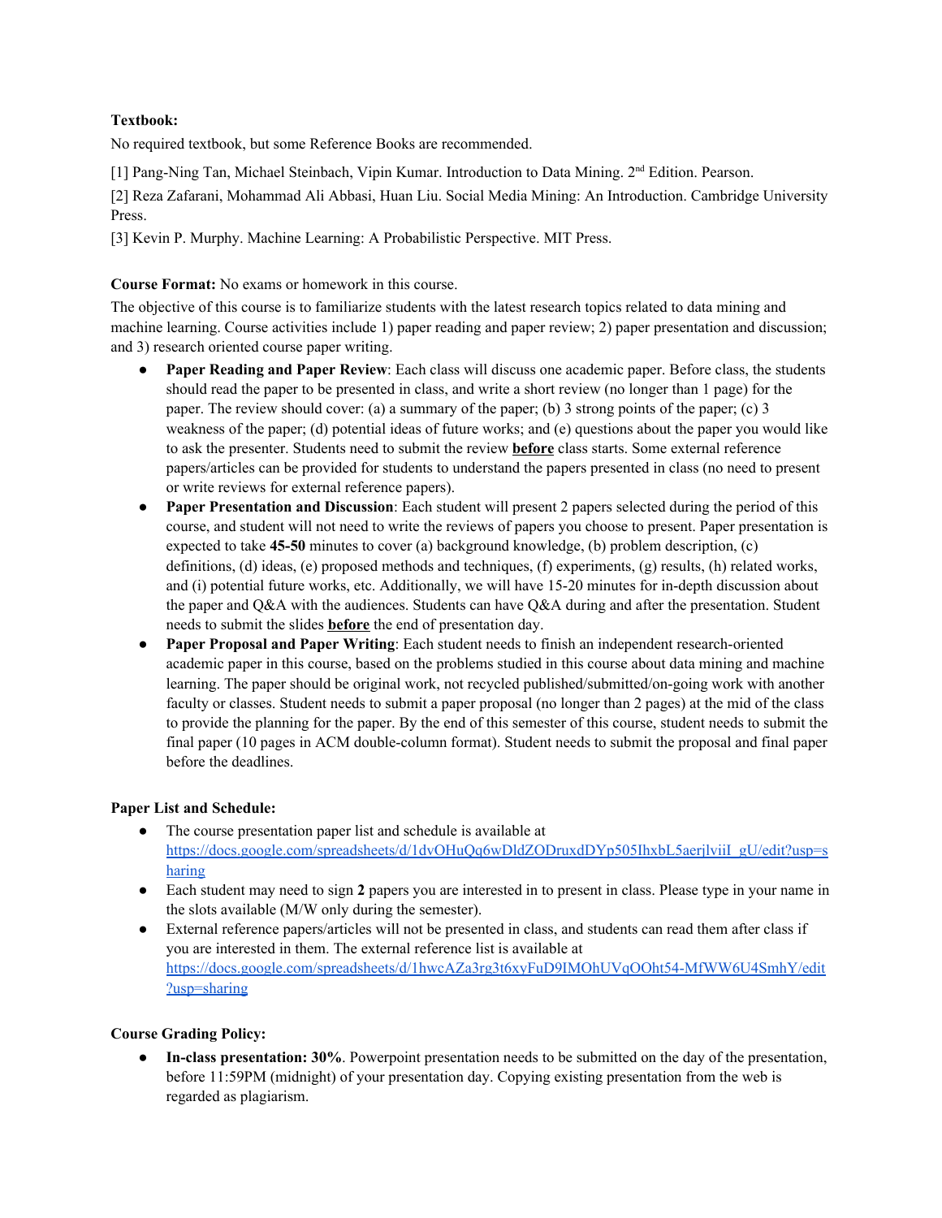**Textbook:**

No required textbook, but some Reference Books are recommended.

[1] Pang-Ning Tan, Michael Steinbach, Vipin Kumar. Introduction to Data Mining. 2nd Edition. Pearson.

[2] Reza Zafarani, Mohammad Ali Abbasi, Huan Liu. Social Media Mining: An Introduction. Cambridge University Press.

[3] Kevin P. Murphy. Machine Learning: A Probabilistic Perspective. MIT Press.

**Course Format:** No exams or homework in this course.

The objective of this course is to familiarize students with the latest research topics related to data mining and machine learning. Course activities include 1) paper reading and paper review; 2) paper presentation and discussion; and 3) research oriented course paper writing.

- **Paper Reading and Paper Review**: Each class will discuss one academic paper. Before class, the students should read the paper to be presented in class, and write a short review (no longer than 1 page) for the paper. The review should cover: (a) a summary of the paper; (b) 3 strong points of the paper; (c) 3 weakness of the paper; (d) potential ideas of future works; and (e) questions about the paper you would like to ask the presenter. Students need to submit the review **before** class starts. Some external reference papers/articles can be provided for students to understand the papers presented in class (no need to present or write reviews for external reference papers).
- **Paper Presentation and Discussion**: Each student will present 2 papers selected during the period of this course, and student will not need to write the reviews of papers you choose to present. Paper presentation is expected to take **45-50** minutes to cover (a) background knowledge, (b) problem description, (c) definitions, (d) ideas, (e) proposed methods and techniques, (f) experiments, (g) results, (h) related works, and (i) potential future works, etc. Additionally, we will have 15-20 minutes for in-depth discussion about the paper and Q&A with the audiences. Students can have Q&A during and after the presentation. Student needs to submit the slides **before** the end of presentation day.
- **Paper Proposal and Paper Writing**: Each student needs to finish an independent research-oriented academic paper in this course, based on the problems studied in this course about data mining and machine learning. The paper should be original work, not recycled published/submitted/on-going work with another faculty or classes. Student needs to submit a paper proposal (no longer than 2 pages) at the mid of the class to provide the planning for the paper. By the end of this semester of this course, student needs to submit the final paper (10 pages in ACM double-column format). Student needs to submit the proposal and final paper before the deadlines.

**Paper List and Schedule:**

- The course presentation paper list and schedule is available at https://docs.google.com/spreadsheets/d/1dvOHuQq6wDldZODruxdDYp505IhxbL5aerjlviiI_gU/edit?usp=sharing
- Each student may need to sign **2** papers you are interested in to present in class. Please type in your name in the slots available (M/W only during the semester).
- External reference papers/articles will not be presented in class, and students can read them after class if you are interested in them. The external reference list is available at https://docs.google.com/spreadsheets/d/1hwcAZa3rg3t6xyFuD9IMOhUVqOOht54-MfWW6U4SmhY/edit?usp=sharing

**Course Grading Policy:**

- **In-class presentation: 30%**. Powerpoint presentation needs to be submitted on the day of the presentation, before 11:59PM (midnight) of your presentation day. Copying existing presentation from the web is regarded as plagiarism.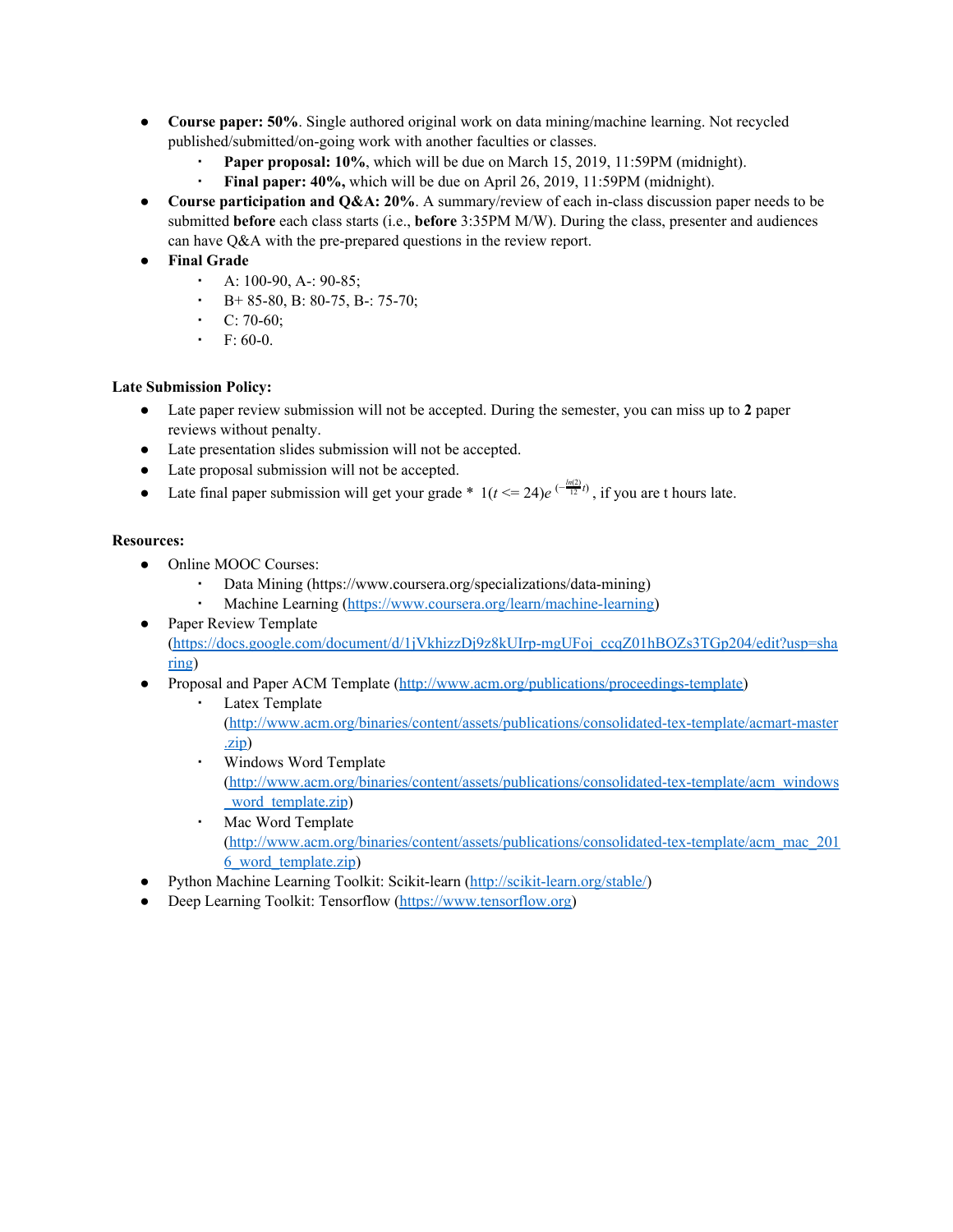- **Course paper: 50%**. Single authored original work on data mining/machine learning. Not recycled published/submitted/on-going work with another faculties or classes.
  - **Paper proposal: 10%**, which will be due on March 15, 2019, 11:59PM (midnight).
  - **Final paper: 40%,** which will be due on April 26, 2019, 11:59PM (midnight).
- **Course participation and Q&A: 20%**. A summary/review of each in-class discussion paper needs to be submitted **before** each class starts (i.e., **before** 3:35PM M/W). During the class, presenter and audiences can have Q&A with the pre-prepared questions in the review report.
- **Final Grade**
  - A: 100-90, A-: 90-85;
  - B+ 85-80, B: 80-75, B-: 75-70;
  - C: 70-60;
  - F: 60-0.

**Late Submission Policy:**

- Late paper review submission will not be accepted. During the semester, you can miss up to **2** paper reviews without penalty.
- Late presentation slides submission will not be accepted.
- Late proposal submission will not be accepted.
- Late final paper submission will get your grade * $1(t <= 24)e^{(-\frac{ln(2)}{12}t)}$, if you are t hours late.

**Resources:**

- Online MOOC Courses:
  - Data Mining (https://www.coursera.org/specializations/data-mining)
  - Machine Learning (https://www.coursera.org/learn/machine-learning)
- Paper Review Template (https://docs.google.com/document/d/1jVkhizzDj9z8kUIrp-mgUFoj_ccqZ01hBOZs3TGp204/edit?usp=sharing)
- Proposal and Paper ACM Template (http://www.acm.org/publications/proceedings-template)
  - Latex Template (http://www.acm.org/binaries/content/assets/publications/consolidated-tex-template/acmart-master.zip)
  - Windows Word Template (http://www.acm.org/binaries/content/assets/publications/consolidated-tex-template/acm_windows_word_template.zip)
  - Mac Word Template (http://www.acm.org/binaries/content/assets/publications/consolidated-tex-template/acm_mac_2016_word_template.zip)
- Python Machine Learning Toolkit: Scikit-learn (http://scikit-learn.org/stable/)
- Deep Learning Toolkit: Tensorflow (https://www.tensorflow.org)